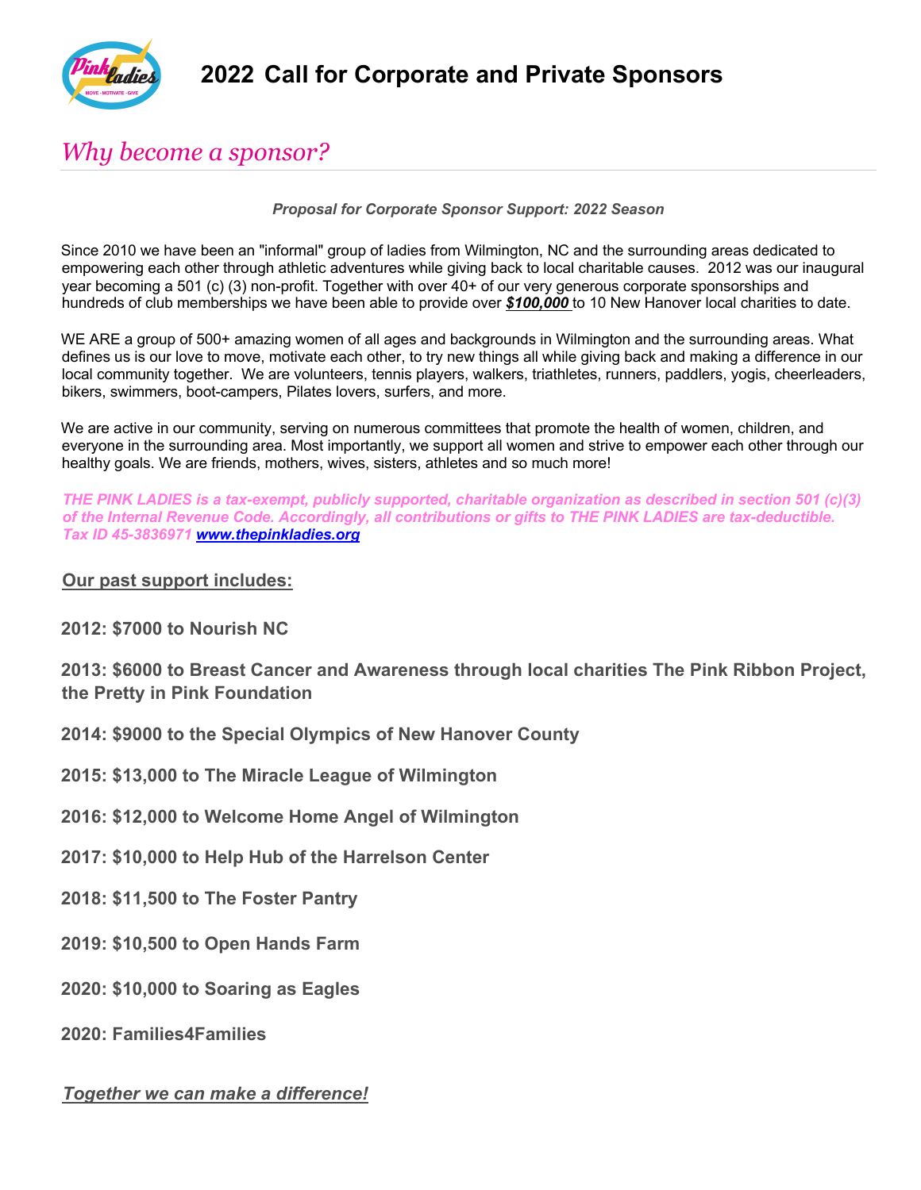# 2022 Call for Corporate and Private Sponsors

## *Why become a sponsor?*

***Proposal for Corporate Sponsor Support: 2022 Season***

Since 2010 we have been an "informal" group of ladies from Wilmington, NC and the surrounding areas dedicated to empowering each other through athletic adventures while giving back to local charitable causes. 2012 was our inaugural year becoming a 501 (c) (3) non-profit. Together with over 40+ of our very generous corporate sponsorships and hundreds of club memberships we have been able to provide over ***$100,000*** to 10 New Hanover local charities to date.

WE ARE a group of 500+ amazing women of all ages and backgrounds in Wilmington and the surrounding areas. What defines us is our love to move, motivate each other, to try new things all while giving back and making a difference in our local community together. We are volunteers, tennis players, walkers, triathletes, runners, paddlers, yogis, cheerleaders, bikers, swimmers, boot-campers, Pilates lovers, surfers, and more.

We are active in our community, serving on numerous committees that promote the health of women, children, and everyone in the surrounding area. Most importantly, we support all women and strive to empower each other through our healthy goals. We are friends, mothers, wives, sisters, athletes and so much more!

***THE PINK LADIES is a tax-exempt, publicly supported, charitable organization as described in section 501 (c)(3) of the Internal Revenue Code. Accordingly, all contributions or gifts to THE PINK LADIES are tax-deductible. Tax ID 45-3836971 www.thepinkladies.org***

**Our past support includes:**

**2012: $7000 to Nourish NC**

**2013: $6000 to Breast Cancer and Awareness through local charities The Pink Ribbon Project, the Pretty in Pink Foundation**

**2014: $9000 to the Special Olympics of New Hanover County**

**2015: $13,000 to The Miracle League of Wilmington**

**2016: $12,000 to Welcome Home Angel of Wilmington**

**2017: $10,000 to Help Hub of the Harrelson Center**

**2018: $11,500 to The Foster Pantry**

**2019: $10,500 to Open Hands Farm**

**2020: $10,000 to Soaring as Eagles**

**2020: Families4Families**

***Together we can make a difference!***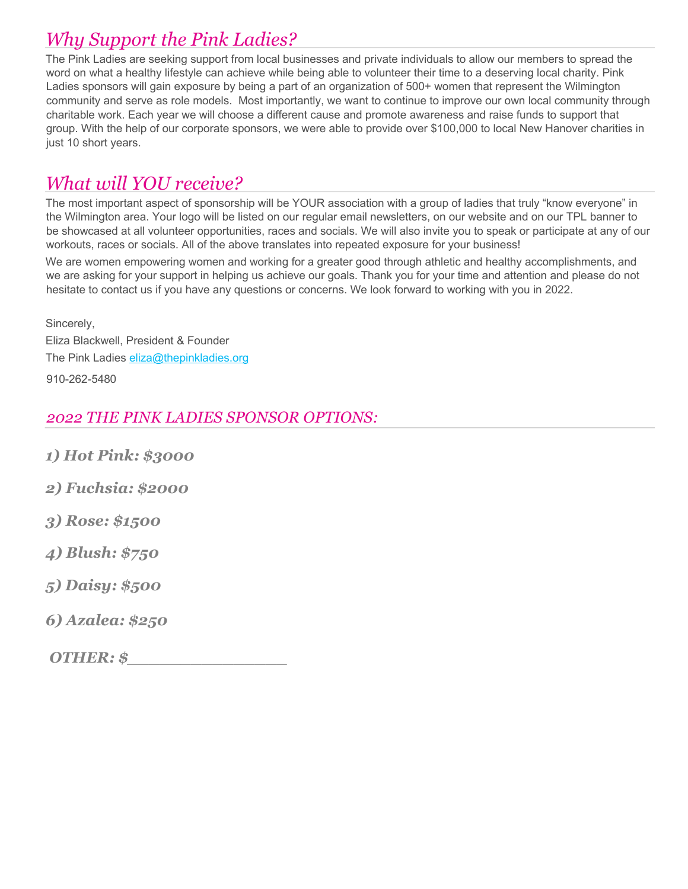## *Why Support the Pink Ladies?*

The Pink Ladies are seeking support from local businesses and private individuals to allow our members to spread the word on what a healthy lifestyle can achieve while being able to volunteer their time to a deserving local charity. Pink Ladies sponsors will gain exposure by being a part of an organization of 500+ women that represent the Wilmington community and serve as role models. Most importantly, we want to continue to improve our own local community through charitable work. Each year we will choose a different cause and promote awareness and raise funds to support that group. With the help of our corporate sponsors, we were able to provide over $100,000 to local New Hanover charities in just 10 short years.

## *What will YOU receive?*

The most important aspect of sponsorship will be YOUR association with a group of ladies that truly "know everyone" in the Wilmington area. Your logo will be listed on our regular email newsletters, on our website and on our TPL banner to be showcased at all volunteer opportunities, races and socials. We will also invite you to speak or participate at any of our workouts, races or socials. All of the above translates into repeated exposure for your business!

We are women empowering women and working for a greater good through athletic and healthy accomplishments, and we are asking for your support in helping us achieve our goals. Thank you for your time and attention and please do not hesitate to contact us if you have any questions or concerns. We look forward to working with you in 2022.

Sincerely,

Eliza Blackwell, President & Founder

The Pink Ladies eliza@thepinkladies.org

910-262-5480

### *2022 THE PINK LADIES SPONSOR OPTIONS:*

***1) Hot Pink: $3000***

***2) Fuchsia: $2000***

***3) Rose: $1500***

***4) Blush: $750***

***5) Daisy: $500***

***6) Azalea: $250***

***OTHER: $_________________***